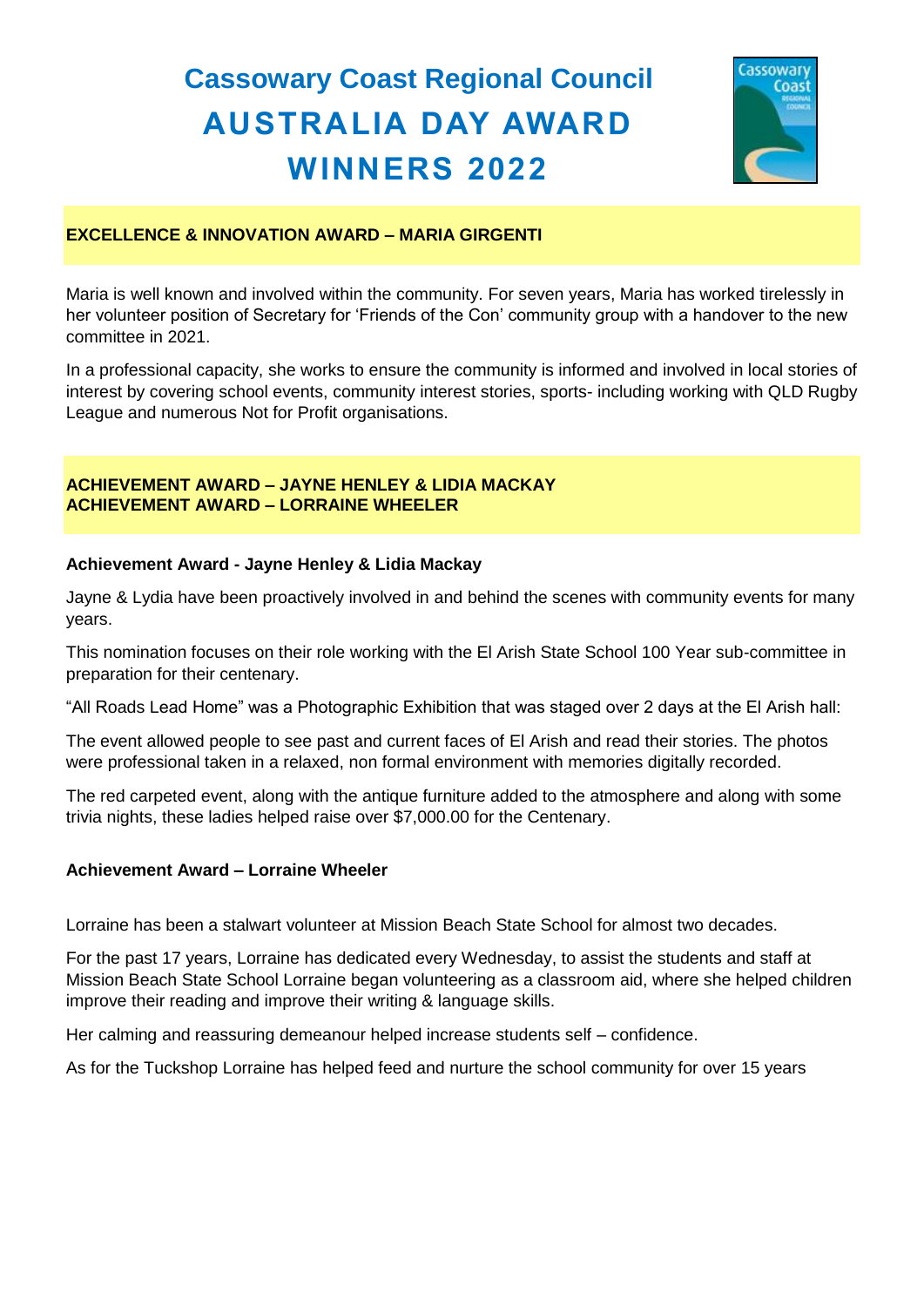# Cassowary Coast Regional Council
# AUSTRALIA DAY AWARD WINNERS 2022

## EXCELLENCE & INNOVATION AWARD – MARIA GIRGENTI

Maria is well known and involved within the community. For seven years, Maria has worked tirelessly in her volunteer position of Secretary for 'Friends of the Con' community group with a handover to the new committee in 2021.

In a professional capacity, she works to ensure the community is informed and involved in local stories of interest by covering school events, community interest stories, sports- including working with QLD Rugby League and numerous Not for Profit organisations.

## ACHIEVEMENT AWARD – JAYNE HENLEY & LIDIA MACKAY
## ACHIEVEMENT AWARD – LORRAINE WHEELER

### Achievement Award - Jayne Henley & Lidia Mackay

Jayne & Lydia have been proactively involved in and behind the scenes with community events for many years.

This nomination focuses on their role working with the El Arish State School 100 Year sub-committee in preparation for their centenary.

"All Roads Lead Home" was a Photographic Exhibition that was staged over 2 days at the El Arish hall:

The event allowed people to see past and current faces of El Arish and read their stories. The photos were professional taken in a relaxed, non formal environment with memories digitally recorded.

The red carpeted event, along with the antique furniture added to the atmosphere and along with some trivia nights, these ladies helped raise over $7,000.00 for the Centenary.

### Achievement Award – Lorraine Wheeler

Lorraine has been a stalwart volunteer at Mission Beach State School for almost two decades.

For the past 17 years, Lorraine has dedicated every Wednesday, to assist the students and staff at Mission Beach State School Lorraine began volunteering as a classroom aid, where she helped children improve their reading and improve their writing & language skills.

Her calming and reassuring demeanour helped increase students self – confidence.

As for the Tuckshop Lorraine has helped feed and nurture the school community for over 15 years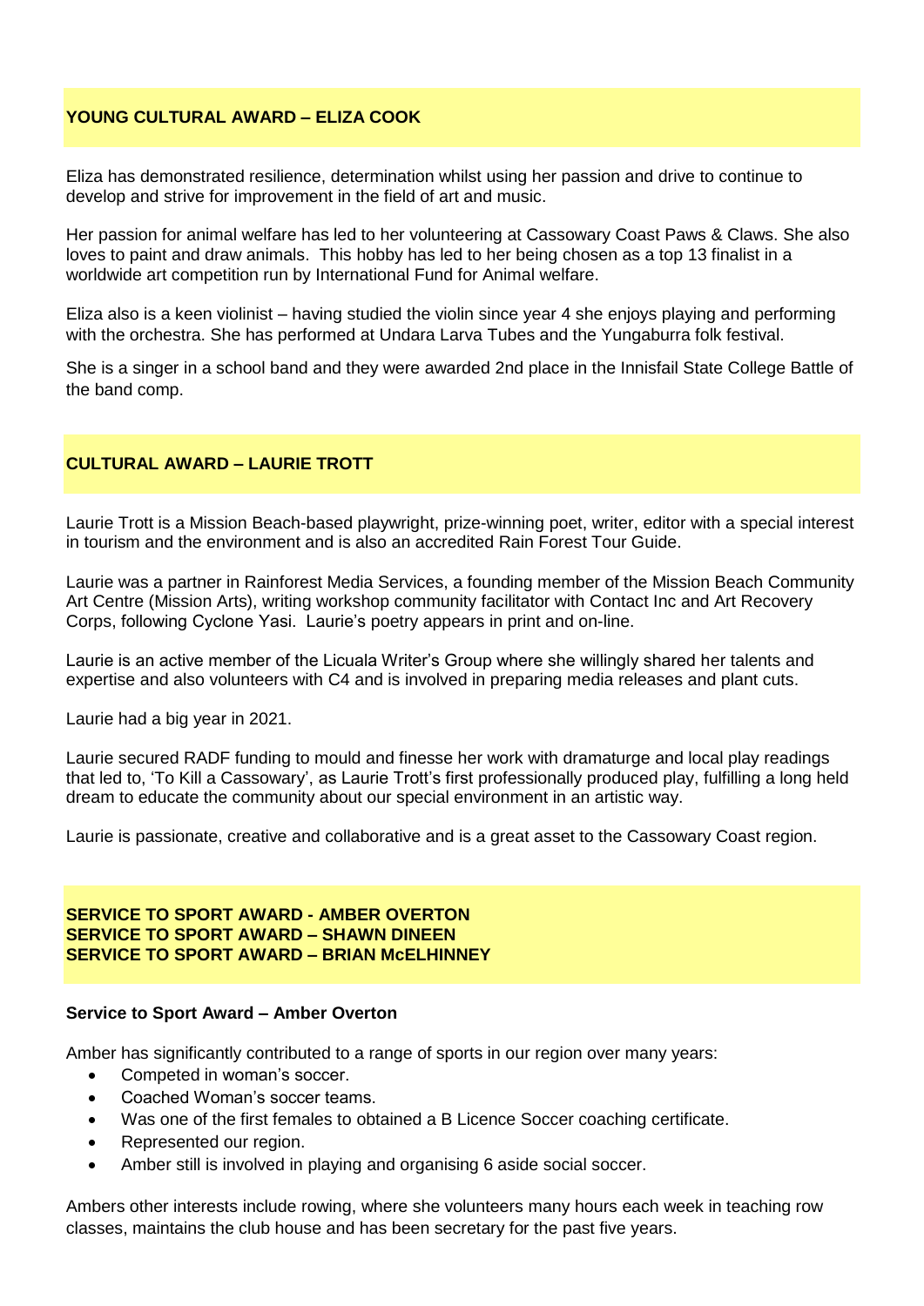## YOUNG CULTURAL AWARD – ELIZA COOK

Eliza has demonstrated resilience, determination whilst using her passion and drive to continue to develop and strive for improvement in the field of art and music.

Her passion for animal welfare has led to her volunteering at Cassowary Coast Paws & Claws. She also loves to paint and draw animals. This hobby has led to her being chosen as a top 13 finalist in a worldwide art competition run by International Fund for Animal welfare.

Eliza also is a keen violinist – having studied the violin since year 4 she enjoys playing and performing with the orchestra. She has performed at Undara Larva Tubes and the Yungaburra folk festival.

She is a singer in a school band and they were awarded 2nd place in the Innisfail State College Battle of the band comp.

## CULTURAL AWARD – LAURIE TROTT

Laurie Trott is a Mission Beach-based playwright, prize-winning poet, writer, editor with a special interest in tourism and the environment and is also an accredited Rain Forest Tour Guide.

Laurie was a partner in Rainforest Media Services, a founding member of the Mission Beach Community Art Centre (Mission Arts), writing workshop community facilitator with Contact Inc and Art Recovery Corps, following Cyclone Yasi. Laurie's poetry appears in print and on-line.

Laurie is an active member of the Licuala Writer's Group where she willingly shared her talents and expertise and also volunteers with C4 and is involved in preparing media releases and plant cuts.

Laurie had a big year in 2021.

Laurie secured RADF funding to mould and finesse her work with dramaturge and local play readings that led to, 'To Kill a Cassowary', as Laurie Trott's first professionally produced play, fulfilling a long held dream to educate the community about our special environment in an artistic way.

Laurie is passionate, creative and collaborative and is a great asset to the Cassowary Coast region.

## SERVICE TO SPORT AWARD - AMBER OVERTON
## SERVICE TO SPORT AWARD – SHAWN DINEEN
## SERVICE TO SPORT AWARD – BRIAN McELHINNEY

### Service to Sport Award – Amber Overton

Amber has significantly contributed to a range of sports in our region over many years:

- Competed in woman's soccer.
- Coached Woman's soccer teams.
- Was one of the first females to obtained a B Licence Soccer coaching certificate.
- Represented our region.
- Amber still is involved in playing and organising 6 aside social soccer.

Ambers other interests include rowing, where she volunteers many hours each week in teaching row classes, maintains the club house and has been secretary for the past five years.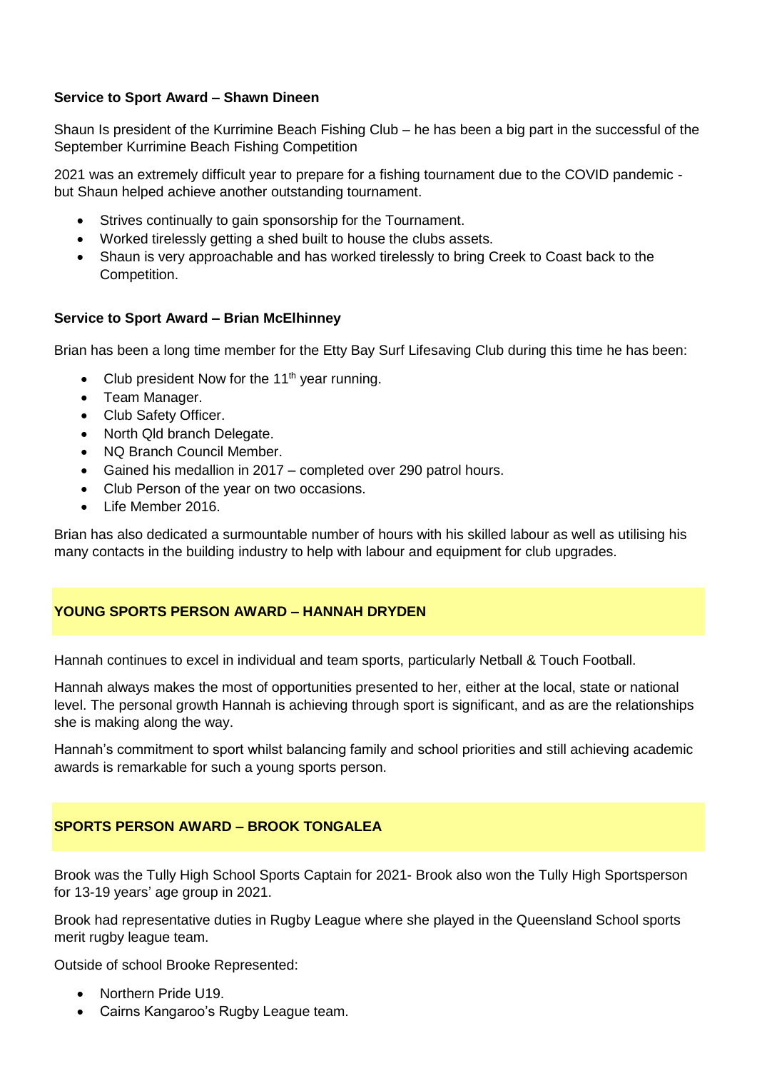**Service to Sport Award – Shawn Dineen**

Shaun Is president of the Kurrimine Beach Fishing Club – he has been a big part in the successful of the September Kurrimine Beach Fishing Competition

2021 was an extremely difficult year to prepare for a fishing tournament due to the COVID pandemic - but Shaun helped achieve another outstanding tournament.

- Strives continually to gain sponsorship for the Tournament.
- Worked tirelessly getting a shed built to house the clubs assets.
- Shaun is very approachable and has worked tirelessly to bring Creek to Coast back to the Competition.

**Service to Sport Award – Brian McElhinney**

Brian has been a long time member for the Etty Bay Surf Lifesaving Club during this time he has been:

- Club president Now for the 11th year running.
- Team Manager.
- Club Safety Officer.
- North Qld branch Delegate.
- NQ Branch Council Member.
- Gained his medallion in 2017 – completed over 290 patrol hours.
- Club Person of the year on two occasions.
- Life Member 2016.

Brian has also dedicated a surmountable number of hours with his skilled labour as well as utilising his many contacts in the building industry to help with labour and equipment for club upgrades.

**YOUNG SPORTS PERSON AWARD – HANNAH DRYDEN**

Hannah continues to excel in individual and team sports, particularly Netball & Touch Football.

Hannah always makes the most of opportunities presented to her, either at the local, state or national level. The personal growth Hannah is achieving through sport is significant, and as are the relationships she is making along the way.

Hannah's commitment to sport whilst balancing family and school priorities and still achieving academic awards is remarkable for such a young sports person.

**SPORTS PERSON AWARD – BROOK TONGALEA**

Brook was the Tully High School Sports Captain for 2021- Brook also won the Tully High Sportsperson for 13-19 years' age group in 2021.

Brook had representative duties in Rugby League where she played in the Queensland School sports merit rugby league team.

Outside of school Brooke Represented:

- Northern Pride U19.
- Cairns Kangaroo's Rugby League team.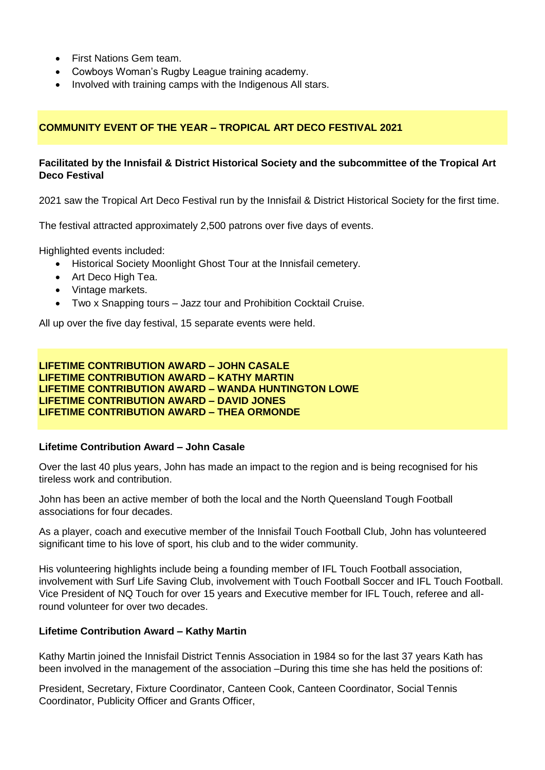- First Nations Gem team.
- Cowboys Woman's Rugby League training academy.
- Involved with training camps with the Indigenous All stars.

## COMMUNITY EVENT OF THE YEAR – TROPICAL ART DECO FESTIVAL 2021

**Facilitated by the Innisfail & District Historical Society and the subcommittee of the Tropical Art Deco Festival**

2021 saw the Tropical Art Deco Festival run by the Innisfail & District Historical Society for the first time.

The festival attracted approximately 2,500 patrons over five days of events.

Highlighted events included:

- Historical Society Moonlight Ghost Tour at the Innisfail cemetery.
- Art Deco High Tea.
- Vintage markets.
- Two x Snapping tours – Jazz tour and Prohibition Cocktail Cruise.

All up over the five day festival, 15 separate events were held.

## LIFETIME CONTRIBUTION AWARD – JOHN CASALE
## LIFETIME CONTRIBUTION AWARD – KATHY MARTIN
## LIFETIME CONTRIBUTION AWARD – WANDA HUNTINGTON LOWE
## LIFETIME CONTRIBUTION AWARD – DAVID JONES
## LIFETIME CONTRIBUTION AWARD – THEA ORMONDE

**Lifetime Contribution Award – John Casale**

Over the last 40 plus years, John has made an impact to the region and is being recognised for his tireless work and contribution.

John has been an active member of both the local and the North Queensland Tough Football associations for four decades.

As a player, coach and executive member of the Innisfail Touch Football Club, John has volunteered significant time to his love of sport, his club and to the wider community.

His volunteering highlights include being a founding member of IFL Touch Football association, involvement with Surf Life Saving Club, involvement with Touch Football Soccer and IFL Touch Football. Vice President of NQ Touch for over 15 years and Executive member for IFL Touch, referee and all-round volunteer for over two decades.

**Lifetime Contribution Award – Kathy Martin**

Kathy Martin joined the Innisfail District Tennis Association in 1984 so for the last 37 years Kath has been involved in the management of the association –During this time she has held the positions of:

President, Secretary, Fixture Coordinator, Canteen Cook, Canteen Coordinator, Social Tennis Coordinator, Publicity Officer and Grants Officer,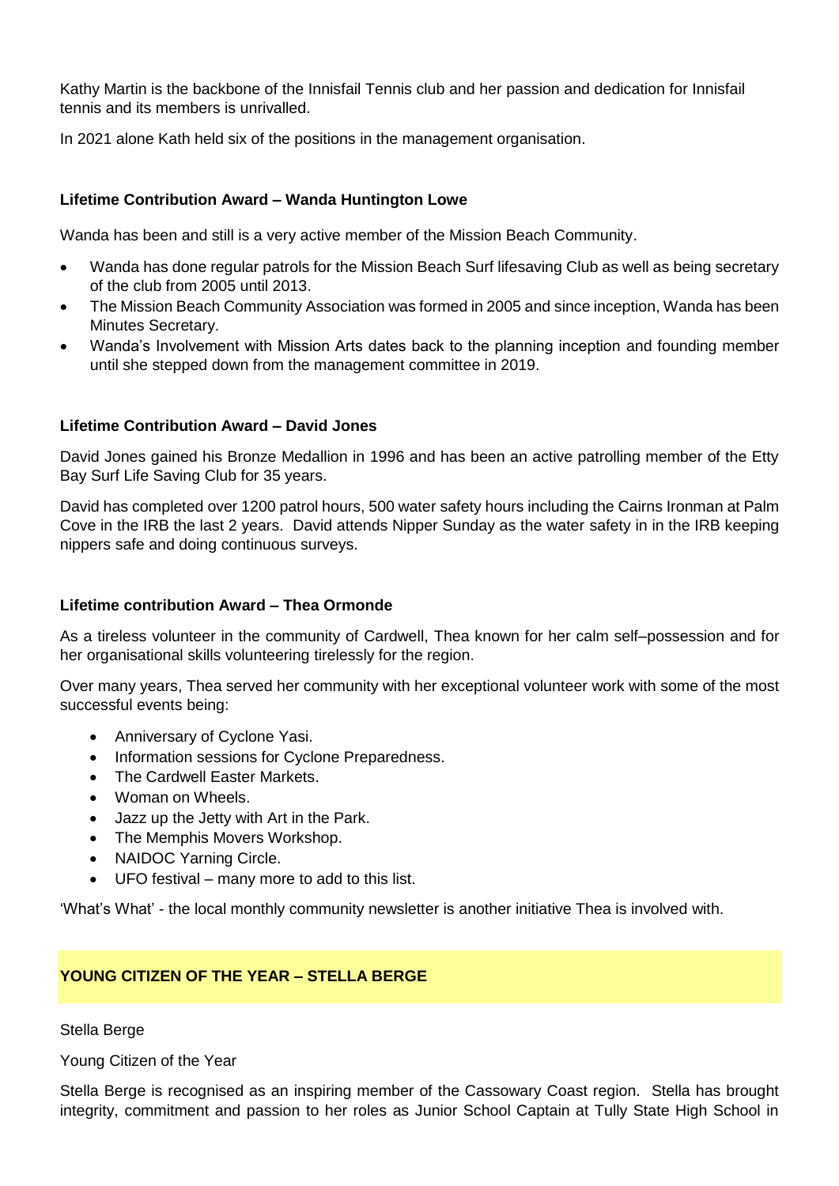Kathy Martin is the backbone of the Innisfail Tennis club and her passion and dedication for Innisfail tennis and its members is unrivalled.

In 2021 alone Kath held six of the positions in the management organisation.

**Lifetime Contribution Award – Wanda Huntington Lowe**

Wanda has been and still is a very active member of the Mission Beach Community.

- Wanda has done regular patrols for the Mission Beach Surf lifesaving Club as well as being secretary of the club from 2005 until 2013.
- The Mission Beach Community Association was formed in 2005 and since inception, Wanda has been Minutes Secretary.
- Wanda's Involvement with Mission Arts dates back to the planning inception and founding member until she stepped down from the management committee in 2019.

**Lifetime Contribution Award – David Jones**

David Jones gained his Bronze Medallion in 1996 and has been an active patrolling member of the Etty Bay Surf Life Saving Club for 35 years.

David has completed over 1200 patrol hours, 500 water safety hours including the Cairns Ironman at Palm Cove in the IRB the last 2 years. David attends Nipper Sunday as the water safety in in the IRB keeping nippers safe and doing continuous surveys.

**Lifetime contribution Award – Thea Ormonde**

As a tireless volunteer in the community of Cardwell, Thea known for her calm self–possession and for her organisational skills volunteering tirelessly for the region.

Over many years, Thea served her community with her exceptional volunteer work with some of the most successful events being:

- Anniversary of Cyclone Yasi.
- Information sessions for Cyclone Preparedness.
- The Cardwell Easter Markets.
- Woman on Wheels.
- Jazz up the Jetty with Art in the Park.
- The Memphis Movers Workshop.
- NAIDOC Yarning Circle.
- UFO festival – many more to add to this list.

'What's What' - the local monthly community newsletter is another initiative Thea is involved with.

## YOUNG CITIZEN OF THE YEAR – STELLA BERGE

Stella Berge

Young Citizen of the Year

Stella Berge is recognised as an inspiring member of the Cassowary Coast region. Stella has brought integrity, commitment and passion to her roles as Junior School Captain at Tully State High School in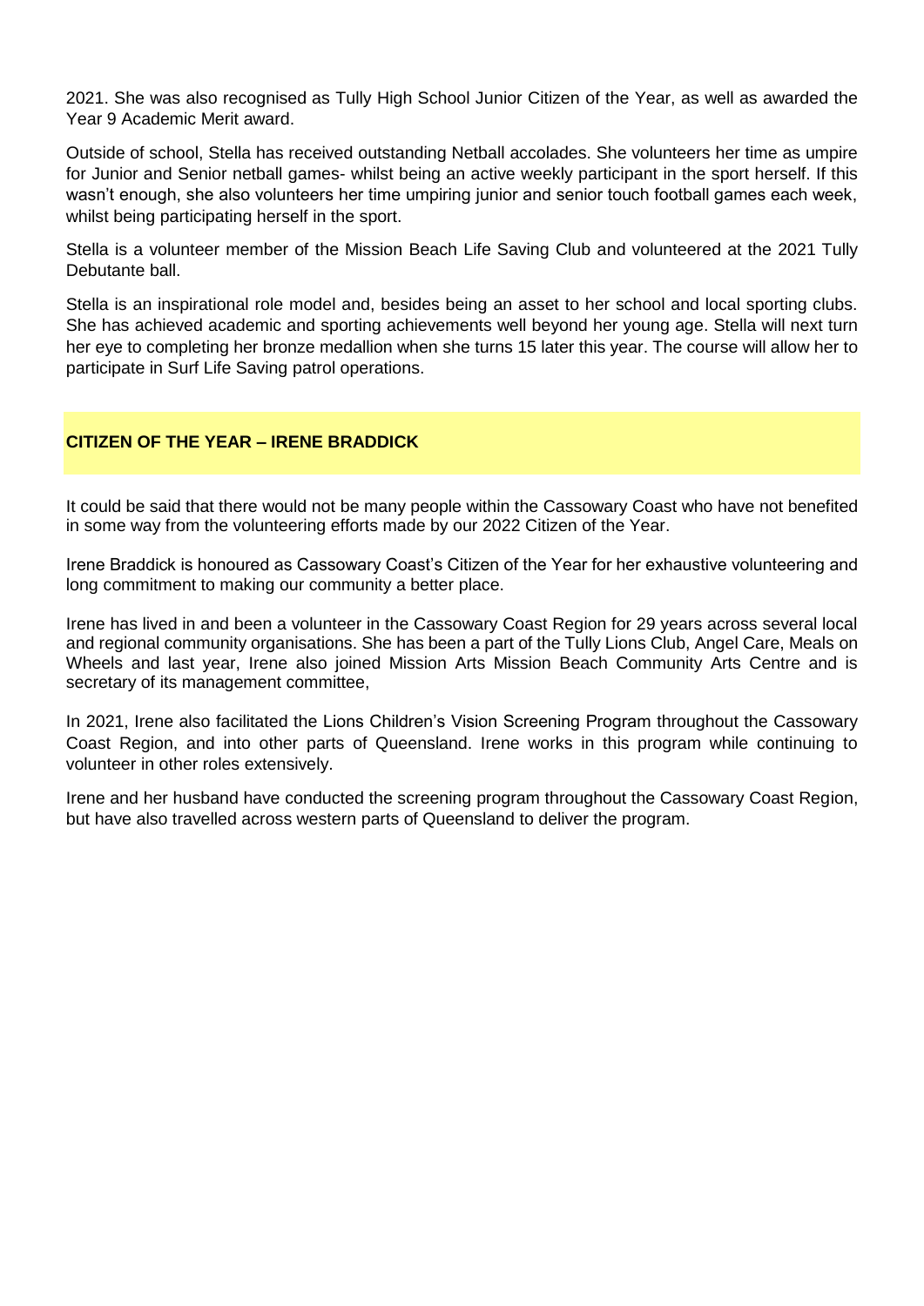2021. She was also recognised as Tully High School Junior Citizen of the Year, as well as awarded the Year 9 Academic Merit award.

Outside of school, Stella has received outstanding Netball accolades. She volunteers her time as umpire for Junior and Senior netball games- whilst being an active weekly participant in the sport herself. If this wasn't enough, she also volunteers her time umpiring junior and senior touch football games each week, whilst being participating herself in the sport.

Stella is a volunteer member of the Mission Beach Life Saving Club and volunteered at the 2021 Tully Debutante ball.

Stella is an inspirational role model and, besides being an asset to her school and local sporting clubs. She has achieved academic and sporting achievements well beyond her young age. Stella will next turn her eye to completing her bronze medallion when she turns 15 later this year. The course will allow her to participate in Surf Life Saving patrol operations.

## CITIZEN OF THE YEAR – IRENE BRADDICK

It could be said that there would not be many people within the Cassowary Coast who have not benefited in some way from the volunteering efforts made by our 2022 Citizen of the Year.

Irene Braddick is honoured as Cassowary Coast's Citizen of the Year for her exhaustive volunteering and long commitment to making our community a better place.

Irene has lived in and been a volunteer in the Cassowary Coast Region for 29 years across several local and regional community organisations. She has been a part of the Tully Lions Club, Angel Care, Meals on Wheels and last year, Irene also joined Mission Arts Mission Beach Community Arts Centre and is secretary of its management committee,

In 2021, Irene also facilitated the Lions Children's Vision Screening Program throughout the Cassowary Coast Region, and into other parts of Queensland. Irene works in this program while continuing to volunteer in other roles extensively.

Irene and her husband have conducted the screening program throughout the Cassowary Coast Region, but have also travelled across western parts of Queensland to deliver the program.